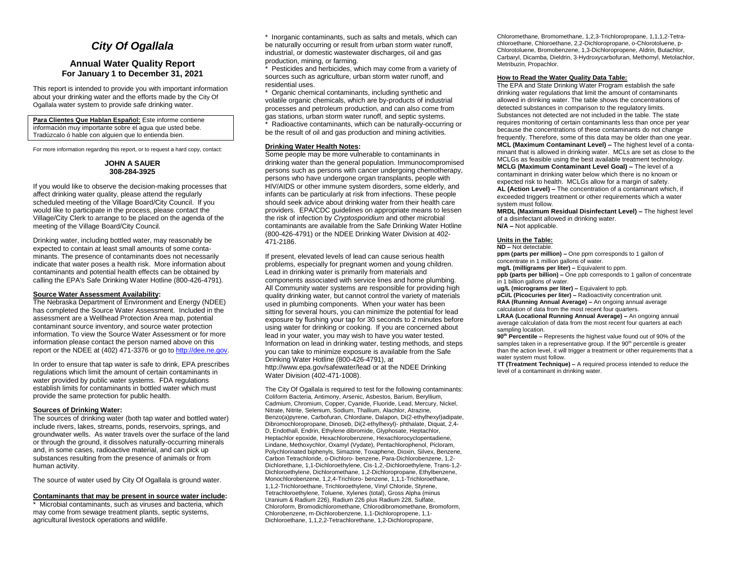# *City Of Ogallala*

## Annual Water Quality Report
**For January 1 to December 31, 2021**

This report is intended to provide you with important information about your drinking water and the efforts made by the City Of Ogallala water system to provide safe drinking water.

**Para Clientes Que Hablan Español:** Este informe contiene información muy importante sobre el agua que usted bebe. Tradúzcalo ó hable con alguien que lo entienda bien.

For more information regarding this report, or to request a hard copy, contact:

**JOHN A SAUER**
**308-284-3925**

If you would like to observe the decision-making processes that affect drinking water quality, please attend the regularly scheduled meeting of the Village Board/City Council. If you would like to participate in the process, please contact the Village/City Clerk to arrange to be placed on the agenda of the meeting of the Village Board/City Council.

Drinking water, including bottled water, may reasonably be expected to contain at least small amounts of some contaminants. The presence of contaminants does not necessarily indicate that water poses a health risk. More information about contaminants and potential health effects can be obtained by calling the EPA's Safe Drinking Water Hotline (800-426-4791).

**Source Water Assessment Availability:**

The Nebraska Department of Environment and Energy (NDEE) has completed the Source Water Assessment. Included in the assessment are a Wellhead Protection Area map, potential contaminant source inventory, and source water protection information. To view the Source Water Assessment or for more information please contact the person named above on this report or the NDEE at (402) 471-3376 or go to http://dee.ne.gov.

In order to ensure that tap water is safe to drink, EPA prescribes regulations which limit the amount of certain contaminants in water provided by public water systems. FDA regulations establish limits for contaminants in bottled water which must provide the same protection for public health.

**Sources of Drinking Water:**

The sources of drinking water (both tap water and bottled water) include rivers, lakes, streams, ponds, reservoirs, springs, and groundwater wells. As water travels over the surface of the land or through the ground, it dissolves naturally-occurring minerals and, in some cases, radioactive material, and can pick up substances resulting from the presence of animals or from human activity.

The source of water used by City Of Ogallala is ground water.

**Contaminants that may be present in source water include:**

* Microbial contaminants, such as viruses and bacteria, which may come from sewage treatment plants, septic systems, agricultural livestock operations and wildlife.
* Inorganic contaminants, such as salts and metals, which can be naturally occurring or result from urban storm water runoff, industrial, or domestic wastewater discharges, oil and gas production, mining, or farming.
* Pesticides and herbicides, which may come from a variety of sources such as agriculture, urban storm water runoff, and residential uses.
* Organic chemical contaminants, including synthetic and volatile organic chemicals, which are by-products of industrial processes and petroleum production, and can also come from gas stations, urban storm water runoff, and septic systems.
* Radioactive contaminants, which can be naturally-occurring or be the result of oil and gas production and mining activities.

**Drinking Water Health Notes:**

Some people may be more vulnerable to contaminants in drinking water than the general population. Immunocompromised persons such as persons with cancer undergoing chemotherapy, persons who have undergone organ transplants, people with HIV/AIDS or other immune system disorders, some elderly, and infants can be particularly at risk from infections. These people should seek advice about drinking water from their health care providers. EPA/CDC guidelines on appropriate means to lessen the risk of infection by *Cryptosporidium* and other microbial contaminants are available from the Safe Drinking Water Hotline (800-426-4791) or the NDEE Drinking Water Division at 402-471-2186.

If present, elevated levels of lead can cause serious health problems, especially for pregnant women and young children. Lead in drinking water is primarily from materials and components associated with service lines and home plumbing. All Community water systems are responsible for providing high quality drinking water, but cannot control the variety of materials used in plumbing components. When your water has been sitting for several hours, you can minimize the potential for lead exposure by flushing your tap for 30 seconds to 2 minutes before using water for drinking or cooking. If you are concerned about lead in your water, you may wish to have your water tested. Information on lead in drinking water, testing methods, and steps you can take to minimize exposure is available from the Safe Drinking Water Hotline (800-426-4791), at http://www.epa.gov/safewater/lead or at the NDEE Drinking Water Division (402-471-1008).

The City Of Ogallala is required to test for the following contaminants: Coliform Bacteria, Antimony, Arsenic, Asbestos, Barium, Beryllium, Cadmium, Chromium, Copper, Cyanide, Fluoride, Lead, Mercury, Nickel, Nitrate, Nitrite, Selenium, Sodium, Thallium, Alachlor, Atrazine, Benzo(a)pyrene, Carbofuran, Chlordane, Dalapon, Di(2-ethylhexyl)adipate, Dibromochloropropane, Dinoseb, Di(2-ethylhexyl)- phthalate, Diquat, 2,4-D, Endothall, Endrin, Ethylene dibromide, Glyphosate, Heptachlor, Heptachlor epoxide, Hexachlorobenzene, Hexachlorocyclopentadiene, Lindane, Methoxychlor, Oxamyl (Vydate), Pentachlorophenol, Picloram, Polychlorinated biphenyls, Simazine, Toxaphene, Dioxin, Silvex, Benzene, Carbon Tetrachloride, o-Dichloro- benzene, Para-Dichlorobenzene, 1,2-Dichlorethane, 1,1-Dichloroethylene, Cis-1,2,-Dichloroethylene, Trans-1,2-Dichloroethylene, Dichloromethane, 1,2-Dichloropropane, Ethylbenzene, Monochlorobenzene, 1,2,4-Trichloro- benzene, 1,1,1-Trichloroethane, 1,1,2-Trichloroethane, Trichloroethylene, Vinyl Chloride, Styrene, Tetrachloroethylene, Toluene, Xylenes (total), Gross Alpha (minus Uranium & Radium 226), Radium 226 plus Radium 228, Sulfate, Chloroform, Bromodichloromethane, Chlorodibromomethane, Bromoform, Chlorobenzene, m-Dichlorobenzene, 1,1-Dichloropropene, 1,1-Dichloroethane, 1,1,2,2-Tetrachlorethane, 1,2-Dichloropropane, Chloromethane, Bromomethane, 1,2,3-Trichloropropane, 1,1,1,2-Tetrachloroethane, Chloroethane, 2,2-Dichloropropane, o-Chlorotoluene, p-Chlorotoluene, Bromobenzene, 1,3-Dichloropropene, Aldrin, Butachlor, Carbaryl, Dicamba, Dieldrin, 3-Hydroxycarbofuran, Methomyl, Metolachlor, Metribuzin, Propachlor.

**How to Read the Water Quality Data Table:**

The EPA and State Drinking Water Program establish the safe drinking water regulations that limit the amount of contaminants allowed in drinking water. The table shows the concentrations of detected substances in comparison to the regulatory limits. Substances not detected are not included in the table. The state requires monitoring of certain contaminants less than once per year because the concentrations of these contaminants do not change frequently. Therefore, some of this data may be older than one year.

**MCL (Maximum Contaminant Level) –** The highest level of a contaminant that is allowed in drinking water. MCLs are set as close to the MCLGs as feasible using the best available treatment technology.

**MCLG (Maximum Contaminant Level Goal) –** The level of a contaminant in drinking water below which there is no known or expected risk to health. MCLGs allow for a margin of safety.

**AL (Action Level) –** The concentration of a contaminant which, if exceeded triggers treatment or other requirements which a water system must follow.

**MRDL (Maximum Residual Disinfectant Level) –** The highest level of a disinfectant allowed in drinking water.

**N/A –** Not applicable.

**Units in the Table:**

**ND –** Not detectable.

**ppm (parts per million) –** One ppm corresponds to 1 gallon of concentrate in 1 million gallons of water.

**mg/L (milligrams per liter) –** Equivalent to ppm.

**ppb (parts per billion) –** One ppb corresponds to 1 gallon of concentrate in 1 billion gallons of water.

**ug/L (micrograms per liter) –** Equivalent to ppb.

**pCi/L (Picocuries per liter) –** Radioactivity concentration unit.

**RAA (Running Annual Average) –** An ongoing annual average calculation of data from the most recent four quarters.

**LRAA (Locational Running Annual Average) –** An ongoing annual average calculation of data from the most recent four quarters at each sampling location.

**90$^{th}$ Percentile –** Represents the highest value found out of 90% of the samples taken in a representative group. If the 90$^{th}$ percentile is greater than the action level, it will trigger a treatment or other requirements that a water system must follow.

**TT (Treatment Technique) –** A required process intended to reduce the level of a contaminant in drinking water.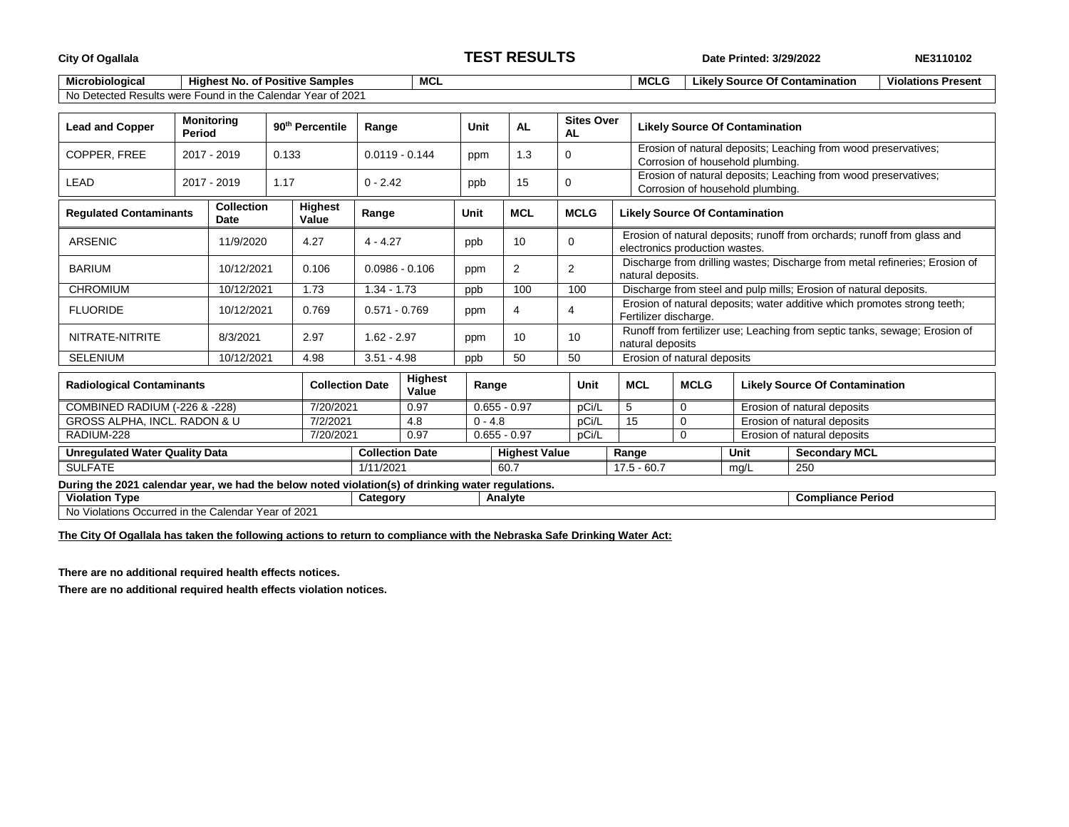**City Of Ogallala** **TEST RESULTS** **Date Printed: 3/29/2022** **NE3110102**

| Microbiological | Highest No. of Positive Samples | MCL | MCLG | Likely Source Of Contamination | Violations Present |
|---|---|---|---|---|---|
| No Detected Results were Found in the Calendar Year of 2021 | | | | | |

| Lead and Copper | Monitoring Period | 90th Percentile | Range | Unit | AL | Sites Over AL | Likely Source Of Contamination |
|---|---|---|---|---|---|---|---|
| COPPER, FREE | 2017 - 2019 | 0.133 | 0.0119 - 0.144 | ppm | 1.3 | 0 | Erosion of natural deposits; Leaching from wood preservatives; Corrosion of household plumbing. |
| LEAD | 2017 - 2019 | 1.17 | 0 - 2.42 | ppb | 15 | 0 | Erosion of natural deposits; Leaching from wood preservatives; Corrosion of household plumbing. |

| Regulated Contaminants | Collection Date | Highest Value | Range | Unit | MCL | MCLG | Likely Source Of Contamination |
|---|---|---|---|---|---|---|---|
| ARSENIC | 11/9/2020 | 4.27 | 4 - 4.27 | ppb | 10 | 0 | Erosion of natural deposits; runoff from orchards; runoff from glass and electronics production wastes. |
| BARIUM | 10/12/2021 | 0.106 | 0.0986 - 0.106 | ppm | 2 | 2 | Discharge from drilling wastes; Discharge from metal refineries; Erosion of natural deposits. |
| CHROMIUM | 10/12/2021 | 1.73 | 1.34 - 1.73 | ppb | 100 | 100 | Discharge from steel and pulp mills; Erosion of natural deposits. |
| FLUORIDE | 10/12/2021 | 0.769 | 0.571 - 0.769 | ppm | 4 | 4 | Erosion of natural deposits; water additive which promotes strong teeth; Fertilizer discharge. |
| NITRATE-NITRITE | 8/3/2021 | 2.97 | 1.62 - 2.97 | ppm | 10 | 10 | Runoff from fertilizer use; Leaching from septic tanks, sewage; Erosion of natural deposits |
| SELENIUM | 10/12/2021 | 4.98 | 3.51 - 4.98 | ppb | 50 | 50 | Erosion of natural deposits |

| Radiological Contaminants | Collection Date | Highest Value | Range | Unit | MCL | MCLG | Likely Source Of Contamination |
|---|---|---|---|---|---|---|---|
| COMBINED RADIUM (-226 & -228) | 7/20/2021 | 0.97 | 0.655 - 0.97 | pCi/L | 5 | 0 | Erosion of natural deposits |
| GROSS ALPHA, INCL. RADON & U | 7/2/2021 | 4.8 | 0 - 4.8 | pCi/L | 15 | 0 | Erosion of natural deposits |
| RADIUM-228 | 7/20/2021 | 0.97 | 0.655 - 0.97 | pCi/L | | 0 | Erosion of natural deposits |

| Unregulated Water Quality Data | Collection Date | Highest Value | Range | Unit | Secondary MCL |
|---|---|---|---|---|---|
| SULFATE | 1/11/2021 | 60.7 | 17.5 - 60.7 | mg/L | 250 |

**During the 2021 calendar year, we had the below noted violation(s) of drinking water regulations.**

| Violation Type | Category | Analyte | Compliance Period |
|---|---|---|---|
| No Violations Occurred in the Calendar Year of 2021 | | | |

**The City Of Ogallala has taken the following actions to return to compliance with the Nebraska Safe Drinking Water Act:**

**There are no additional required health effects notices.**

**There are no additional required health effects violation notices.**